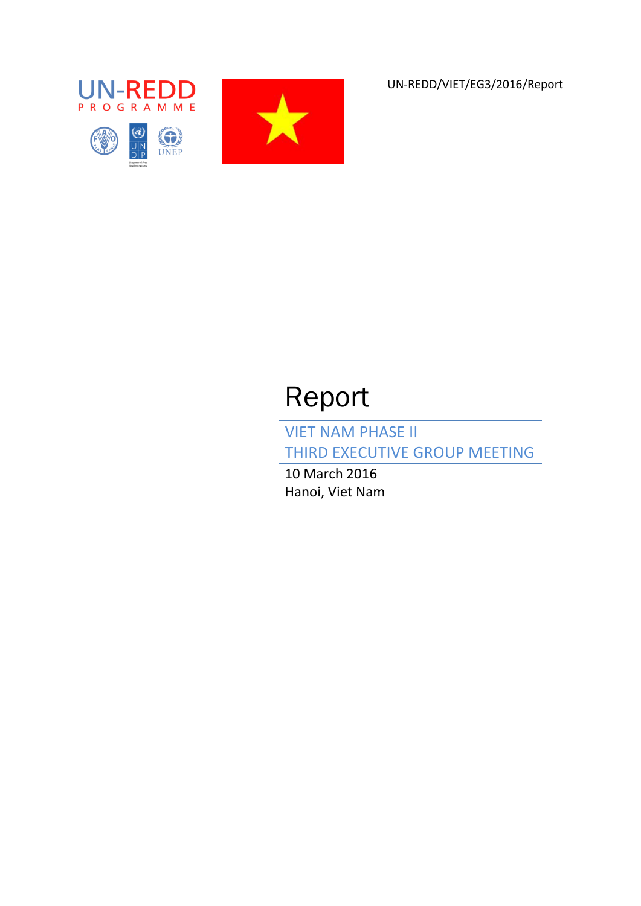UN-REDD/VIET/EG3/2016/Report

# Report

## VIET NAM PHASE II
## THIRD EXECUTIVE GROUP MEETING

10 March 2016
Hanoi, Viet Nam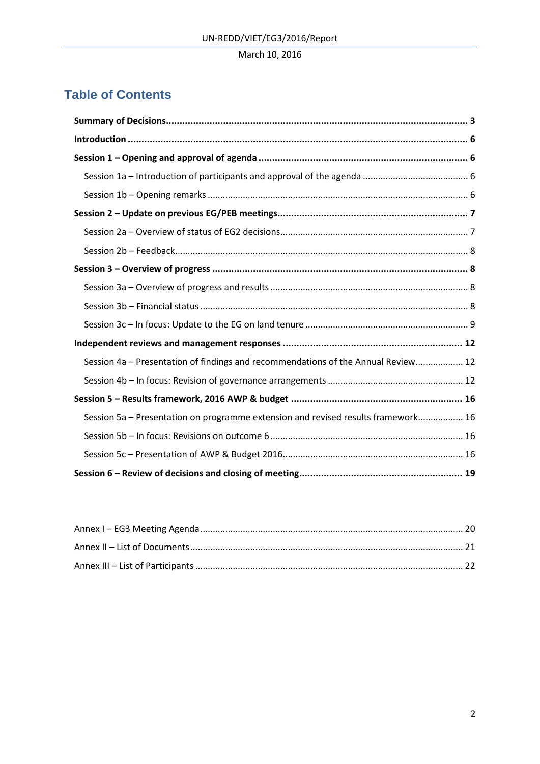## Table of Contents

**Summary of Decisions** ........ **3**

**Introduction** ........ **6**

**Session 1 – Opening and approval of agenda** ........ **6**

- Session 1a – Introduction of participants and approval of the agenda ........ 6
- Session 1b – Opening remarks ........ 6

**Session 2 – Update on previous EG/PEB meetings** ........ **7**

- Session 2a – Overview of status of EG2 decisions ........ 7
- Session 2b – Feedback ........ 8

**Session 3 – Overview of progress** ........ **8**

- Session 3a – Overview of progress and results ........ 8
- Session 3b – Financial status ........ 8
- Session 3c – In focus: Update to the EG on land tenure ........ 9

**Independent reviews and management responses** ........ **12**

- Session 4a – Presentation of findings and recommendations of the Annual Review ........ 12
- Session 4b – In focus: Revision of governance arrangements ........ 12

**Session 5 – Results framework, 2016 AWP & budget** ........ **16**

- Session 5a – Presentation on programme extension and revised results framework ........ 16
- Session 5b – In focus: Revisions on outcome 6 ........ 16
- Session 5c – Presentation of AWP & Budget 2016 ........ 16

**Session 6 – Review of decisions and closing of meeting** ........ **19**

Annex I – EG3 Meeting Agenda ........ 20

Annex II – List of Documents ........ 21

Annex III – List of Participants ........ 22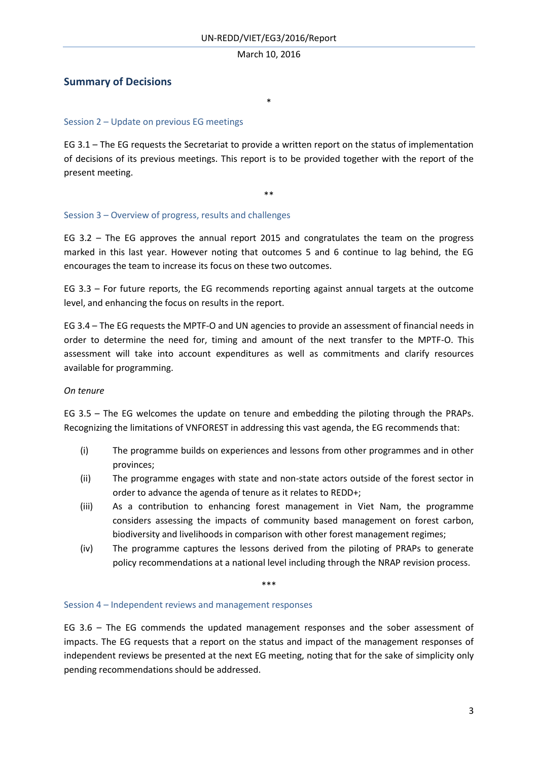## Summary of Decisions

*

### Session 2 – Update on previous EG meetings

EG 3.1 – The EG requests the Secretariat to provide a written report on the status of implementation of decisions of its previous meetings. This report is to be provided together with the report of the present meeting.

**

### Session 3 – Overview of progress, results and challenges

EG 3.2 – The EG approves the annual report 2015 and congratulates the team on the progress marked in this last year. However noting that outcomes 5 and 6 continue to lag behind, the EG encourages the team to increase its focus on these two outcomes.

EG 3.3 – For future reports, the EG recommends reporting against annual targets at the outcome level, and enhancing the focus on results in the report.

EG 3.4 – The EG requests the MPTF-O and UN agencies to provide an assessment of financial needs in order to determine the need for, timing and amount of the next transfer to the MPTF-O. This assessment will take into account expenditures as well as commitments and clarify resources available for programming.

*On tenure*

EG 3.5 – The EG welcomes the update on tenure and embedding the piloting through the PRAPs. Recognizing the limitations of VNFOREST in addressing this vast agenda, the EG recommends that:

(i) The programme builds on experiences and lessons from other programmes and in other provinces;

(ii) The programme engages with state and non-state actors outside of the forest sector in order to advance the agenda of tenure as it relates to REDD+;

(iii) As a contribution to enhancing forest management in Viet Nam, the programme considers assessing the impacts of community based management on forest carbon, biodiversity and livelihoods in comparison with other forest management regimes;

(iv) The programme captures the lessons derived from the piloting of PRAPs to generate policy recommendations at a national level including through the NRAP revision process.

***

### Session 4 – Independent reviews and management responses

EG 3.6 – The EG commends the updated management responses and the sober assessment of impacts. The EG requests that a report on the status and impact of the management responses of independent reviews be presented at the next EG meeting, noting that for the sake of simplicity only pending recommendations should be addressed.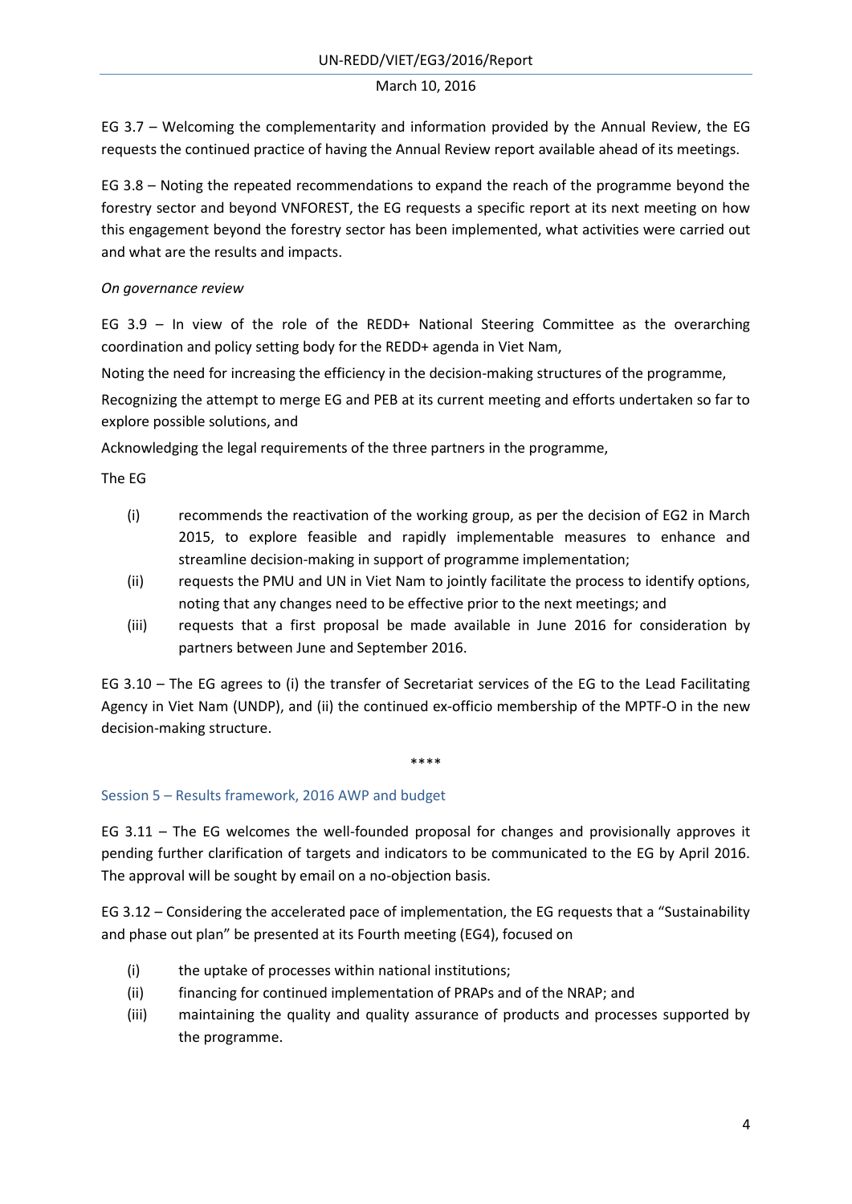EG 3.7 – Welcoming the complementarity and information provided by the Annual Review, the EG requests the continued practice of having the Annual Review report available ahead of its meetings.

EG 3.8 – Noting the repeated recommendations to expand the reach of the programme beyond the forestry sector and beyond VNFOREST, the EG requests a specific report at its next meeting on how this engagement beyond the forestry sector has been implemented, what activities were carried out and what are the results and impacts.

*On governance review*

EG 3.9 – In view of the role of the REDD+ National Steering Committee as the overarching coordination and policy setting body for the REDD+ agenda in Viet Nam,

Noting the need for increasing the efficiency in the decision-making structures of the programme,

Recognizing the attempt to merge EG and PEB at its current meeting and efforts undertaken so far to explore possible solutions, and

Acknowledging the legal requirements of the three partners in the programme,

The EG

- (i) recommends the reactivation of the working group, as per the decision of EG2 in March 2015, to explore feasible and rapidly implementable measures to enhance and streamline decision-making in support of programme implementation;
- (ii) requests the PMU and UN in Viet Nam to jointly facilitate the process to identify options, noting that any changes need to be effective prior to the next meetings; and
- (iii) requests that a first proposal be made available in June 2016 for consideration by partners between June and September 2016.

EG 3.10 – The EG agrees to (i) the transfer of Secretariat services of the EG to the Lead Facilitating Agency in Viet Nam (UNDP), and (ii) the continued ex-officio membership of the MPTF-O in the new decision-making structure.

****

## Session 5 – Results framework, 2016 AWP and budget

EG 3.11 – The EG welcomes the well-founded proposal for changes and provisionally approves it pending further clarification of targets and indicators to be communicated to the EG by April 2016. The approval will be sought by email on a no-objection basis.

EG 3.12 – Considering the accelerated pace of implementation, the EG requests that a "Sustainability and phase out plan" be presented at its Fourth meeting (EG4), focused on

- (i) the uptake of processes within national institutions;
- (ii) financing for continued implementation of PRAPs and of the NRAP; and
- (iii) maintaining the quality and quality assurance of products and processes supported by the programme.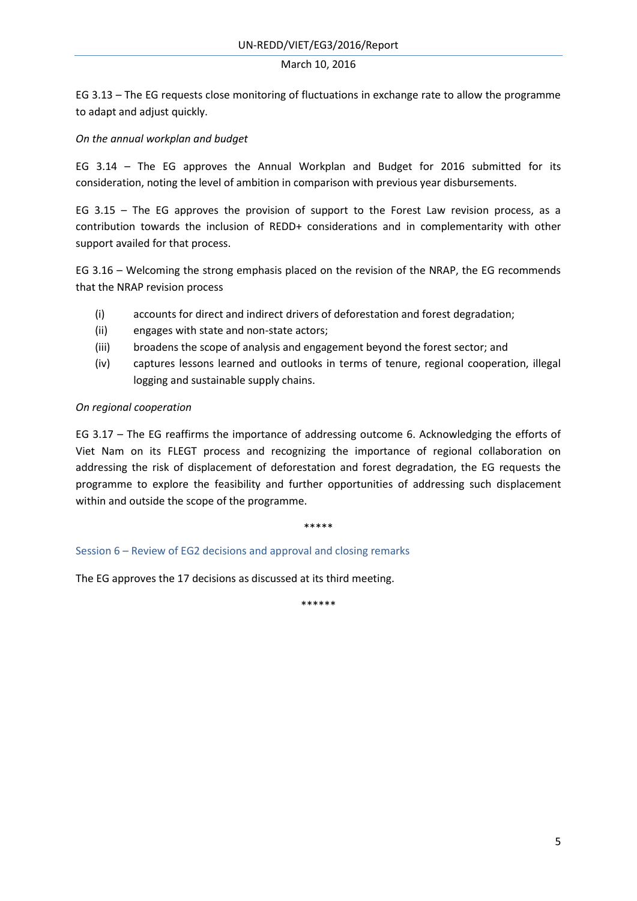EG 3.13 – The EG requests close monitoring of fluctuations in exchange rate to allow the programme to adapt and adjust quickly.

*On the annual workplan and budget*

EG 3.14 – The EG approves the Annual Workplan and Budget for 2016 submitted for its consideration, noting the level of ambition in comparison with previous year disbursements.

EG 3.15 – The EG approves the provision of support to the Forest Law revision process, as a contribution towards the inclusion of REDD+ considerations and in complementarity with other support availed for that process.

EG 3.16 – Welcoming the strong emphasis placed on the revision of the NRAP, the EG recommends that the NRAP revision process

(i) accounts for direct and indirect drivers of deforestation and forest degradation;

(ii) engages with state and non-state actors;

(iii) broadens the scope of analysis and engagement beyond the forest sector; and

(iv) captures lessons learned and outlooks in terms of tenure, regional cooperation, illegal logging and sustainable supply chains.

*On regional cooperation*

EG 3.17 – The EG reaffirms the importance of addressing outcome 6. Acknowledging the efforts of Viet Nam on its FLEGT process and recognizing the importance of regional collaboration on addressing the risk of displacement of deforestation and forest degradation, the EG requests the programme to explore the feasibility and further opportunities of addressing such displacement within and outside the scope of the programme.

*****

## Session 6 – Review of EG2 decisions and approval and closing remarks

The EG approves the 17 decisions as discussed at its third meeting.

******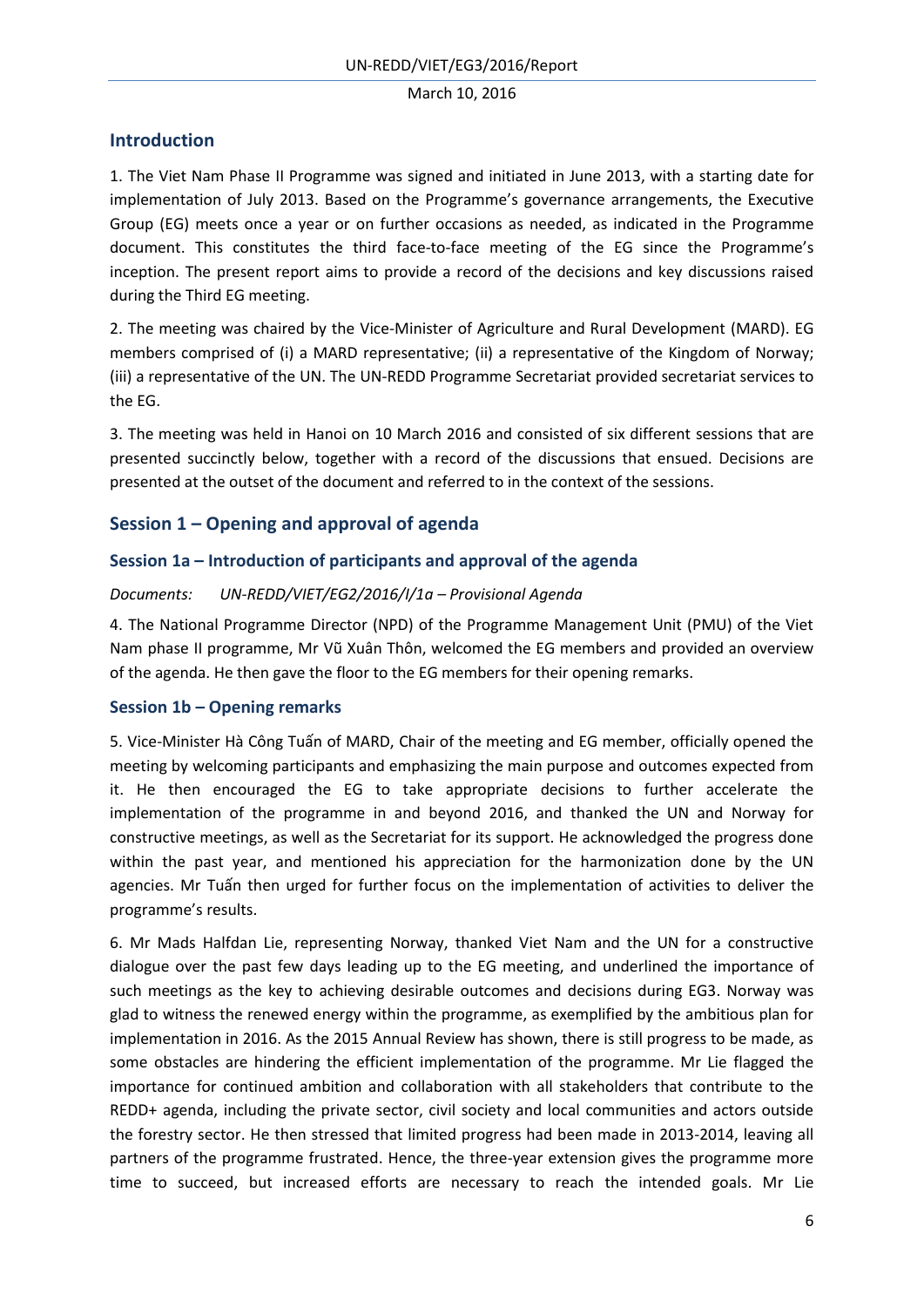## Introduction

1. The Viet Nam Phase II Programme was signed and initiated in June 2013, with a starting date for implementation of July 2013. Based on the Programme's governance arrangements, the Executive Group (EG) meets once a year or on further occasions as needed, as indicated in the Programme document. This constitutes the third face-to-face meeting of the EG since the Programme's inception. The present report aims to provide a record of the decisions and key discussions raised during the Third EG meeting.

2. The meeting was chaired by the Vice-Minister of Agriculture and Rural Development (MARD). EG members comprised of (i) a MARD representative; (ii) a representative of the Kingdom of Norway; (iii) a representative of the UN. The UN-REDD Programme Secretariat provided secretariat services to the EG.

3. The meeting was held in Hanoi on 10 March 2016 and consisted of six different sessions that are presented succinctly below, together with a record of the discussions that ensued. Decisions are presented at the outset of the document and referred to in the context of the sessions.

## Session 1 – Opening and approval of agenda

### Session 1a – Introduction of participants and approval of the agenda

*Documents: UN-REDD/VIET/EG2/2016/I/1a – Provisional Agenda*

4. The National Programme Director (NPD) of the Programme Management Unit (PMU) of the Viet Nam phase II programme, Mr Vũ Xuân Thôn, welcomed the EG members and provided an overview of the agenda. He then gave the floor to the EG members for their opening remarks.

### Session 1b – Opening remarks

5. Vice-Minister Hà Công Tuấn of MARD, Chair of the meeting and EG member, officially opened the meeting by welcoming participants and emphasizing the main purpose and outcomes expected from it. He then encouraged the EG to take appropriate decisions to further accelerate the implementation of the programme in and beyond 2016, and thanked the UN and Norway for constructive meetings, as well as the Secretariat for its support. He acknowledged the progress done within the past year, and mentioned his appreciation for the harmonization done by the UN agencies. Mr Tuấn then urged for further focus on the implementation of activities to deliver the programme's results.

6. Mr Mads Halfdan Lie, representing Norway, thanked Viet Nam and the UN for a constructive dialogue over the past few days leading up to the EG meeting, and underlined the importance of such meetings as the key to achieving desirable outcomes and decisions during EG3. Norway was glad to witness the renewed energy within the programme, as exemplified by the ambitious plan for implementation in 2016. As the 2015 Annual Review has shown, there is still progress to be made, as some obstacles are hindering the efficient implementation of the programme. Mr Lie flagged the importance for continued ambition and collaboration with all stakeholders that contribute to the REDD+ agenda, including the private sector, civil society and local communities and actors outside the forestry sector. He then stressed that limited progress had been made in 2013-2014, leaving all partners of the programme frustrated. Hence, the three-year extension gives the programme more time to succeed, but increased efforts are necessary to reach the intended goals. Mr Lie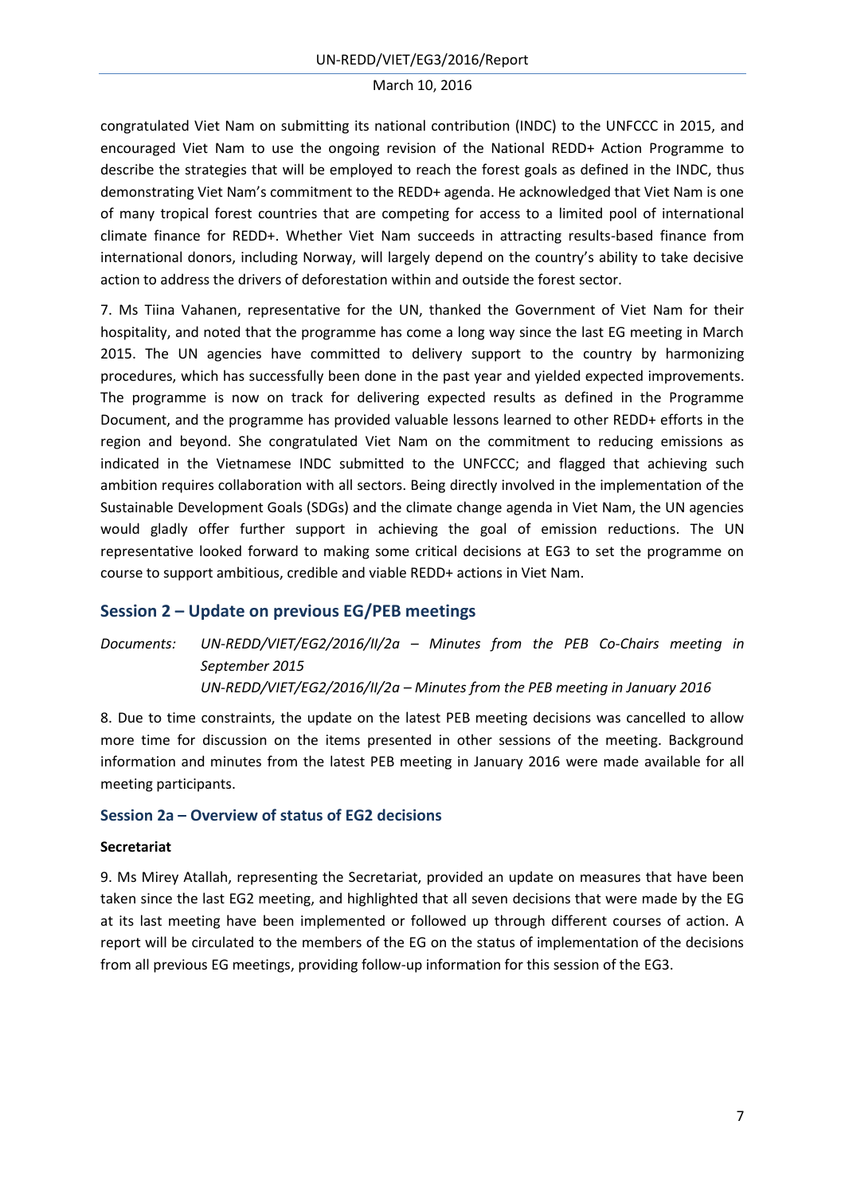congratulated Viet Nam on submitting its national contribution (INDC) to the UNFCCC in 2015, and encouraged Viet Nam to use the ongoing revision of the National REDD+ Action Programme to describe the strategies that will be employed to reach the forest goals as defined in the INDC, thus demonstrating Viet Nam's commitment to the REDD+ agenda. He acknowledged that Viet Nam is one of many tropical forest countries that are competing for access to a limited pool of international climate finance for REDD+. Whether Viet Nam succeeds in attracting results-based finance from international donors, including Norway, will largely depend on the country's ability to take decisive action to address the drivers of deforestation within and outside the forest sector.

7. Ms Tiina Vahanen, representative for the UN, thanked the Government of Viet Nam for their hospitality, and noted that the programme has come a long way since the last EG meeting in March 2015. The UN agencies have committed to delivery support to the country by harmonizing procedures, which has successfully been done in the past year and yielded expected improvements. The programme is now on track for delivering expected results as defined in the Programme Document, and the programme has provided valuable lessons learned to other REDD+ efforts in the region and beyond. She congratulated Viet Nam on the commitment to reducing emissions as indicated in the Vietnamese INDC submitted to the UNFCCC; and flagged that achieving such ambition requires collaboration with all sectors. Being directly involved in the implementation of the Sustainable Development Goals (SDGs) and the climate change agenda in Viet Nam, the UN agencies would gladly offer further support in achieving the goal of emission reductions. The UN representative looked forward to making some critical decisions at EG3 to set the programme on course to support ambitious, credible and viable REDD+ actions in Viet Nam.

## Session 2 – Update on previous EG/PEB meetings

*Documents: UN-REDD/VIET/EG2/2016/II/2a – Minutes from the PEB Co-Chairs meeting in September 2015*
*UN-REDD/VIET/EG2/2016/II/2a – Minutes from the PEB meeting in January 2016*

8. Due to time constraints, the update on the latest PEB meeting decisions was cancelled to allow more time for discussion on the items presented in other sessions of the meeting. Background information and minutes from the latest PEB meeting in January 2016 were made available for all meeting participants.

### Session 2a – Overview of status of EG2 decisions

**Secretariat**

9. Ms Mirey Atallah, representing the Secretariat, provided an update on measures that have been taken since the last EG2 meeting, and highlighted that all seven decisions that were made by the EG at its last meeting have been implemented or followed up through different courses of action. A report will be circulated to the members of the EG on the status of implementation of the decisions from all previous EG meetings, providing follow-up information for this session of the EG3.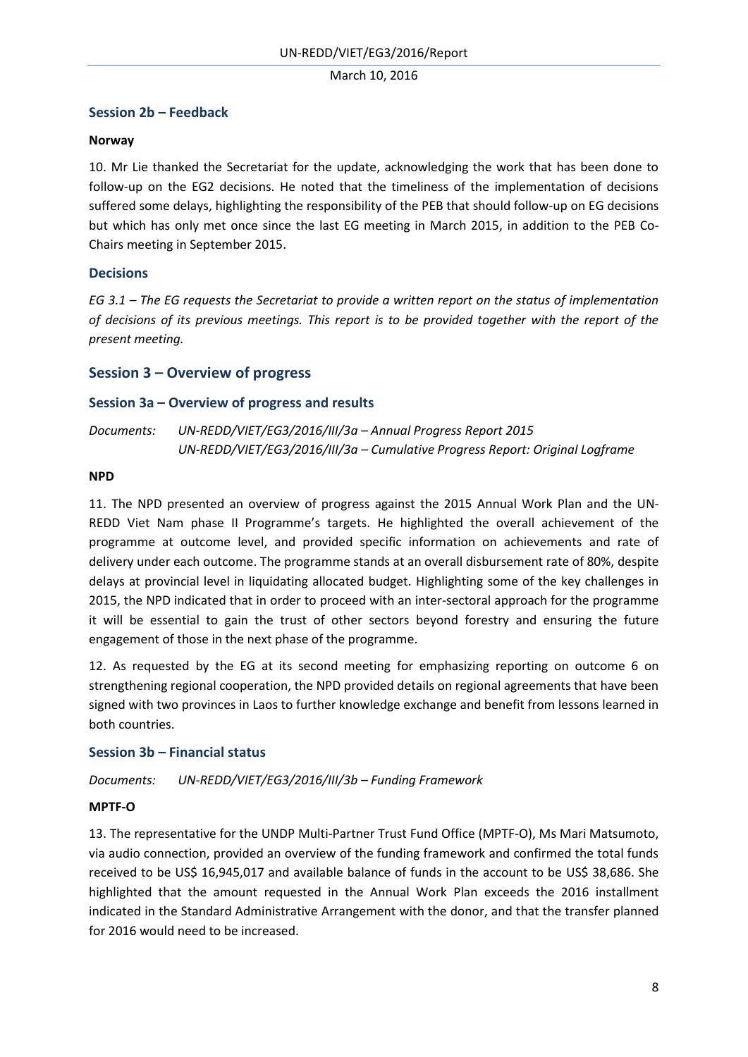## Session 2b – Feedback

**Norway**

10. Mr Lie thanked the Secretariat for the update, acknowledging the work that has been done to follow-up on the EG2 decisions. He noted that the timeliness of the implementation of decisions suffered some delays, highlighting the responsibility of the PEB that should follow-up on EG decisions but which has only met once since the last EG meeting in March 2015, in addition to the PEB Co-Chairs meeting in September 2015.

### Decisions

*EG 3.1 – The EG requests the Secretariat to provide a written report on the status of implementation of decisions of its previous meetings. This report is to be provided together with the report of the present meeting.*

## Session 3 – Overview of progress

### Session 3a – Overview of progress and results

*Documents: UN-REDD/VIET/EG3/2016/III/3a – Annual Progress Report 2015*
*UN-REDD/VIET/EG3/2016/III/3a – Cumulative Progress Report: Original Logframe*

**NPD**

11. The NPD presented an overview of progress against the 2015 Annual Work Plan and the UN-REDD Viet Nam phase II Programme's targets. He highlighted the overall achievement of the programme at outcome level, and provided specific information on achievements and rate of delivery under each outcome. The programme stands at an overall disbursement rate of 80%, despite delays at provincial level in liquidating allocated budget. Highlighting some of the key challenges in 2015, the NPD indicated that in order to proceed with an inter-sectoral approach for the programme it will be essential to gain the trust of other sectors beyond forestry and ensuring the future engagement of those in the next phase of the programme.

12. As requested by the EG at its second meeting for emphasizing reporting on outcome 6 on strengthening regional cooperation, the NPD provided details on regional agreements that have been signed with two provinces in Laos to further knowledge exchange and benefit from lessons learned in both countries.

### Session 3b – Financial status

*Documents: UN-REDD/VIET/EG3/2016/III/3b – Funding Framework*

**MPTF-O**

13. The representative for the UNDP Multi-Partner Trust Fund Office (MPTF-O), Ms Mari Matsumoto, via audio connection, provided an overview of the funding framework and confirmed the total funds received to be US$ 16,945,017 and available balance of funds in the account to be US$ 38,686. She highlighted that the amount requested in the Annual Work Plan exceeds the 2016 installment indicated in the Standard Administrative Arrangement with the donor, and that the transfer planned for 2016 would need to be increased.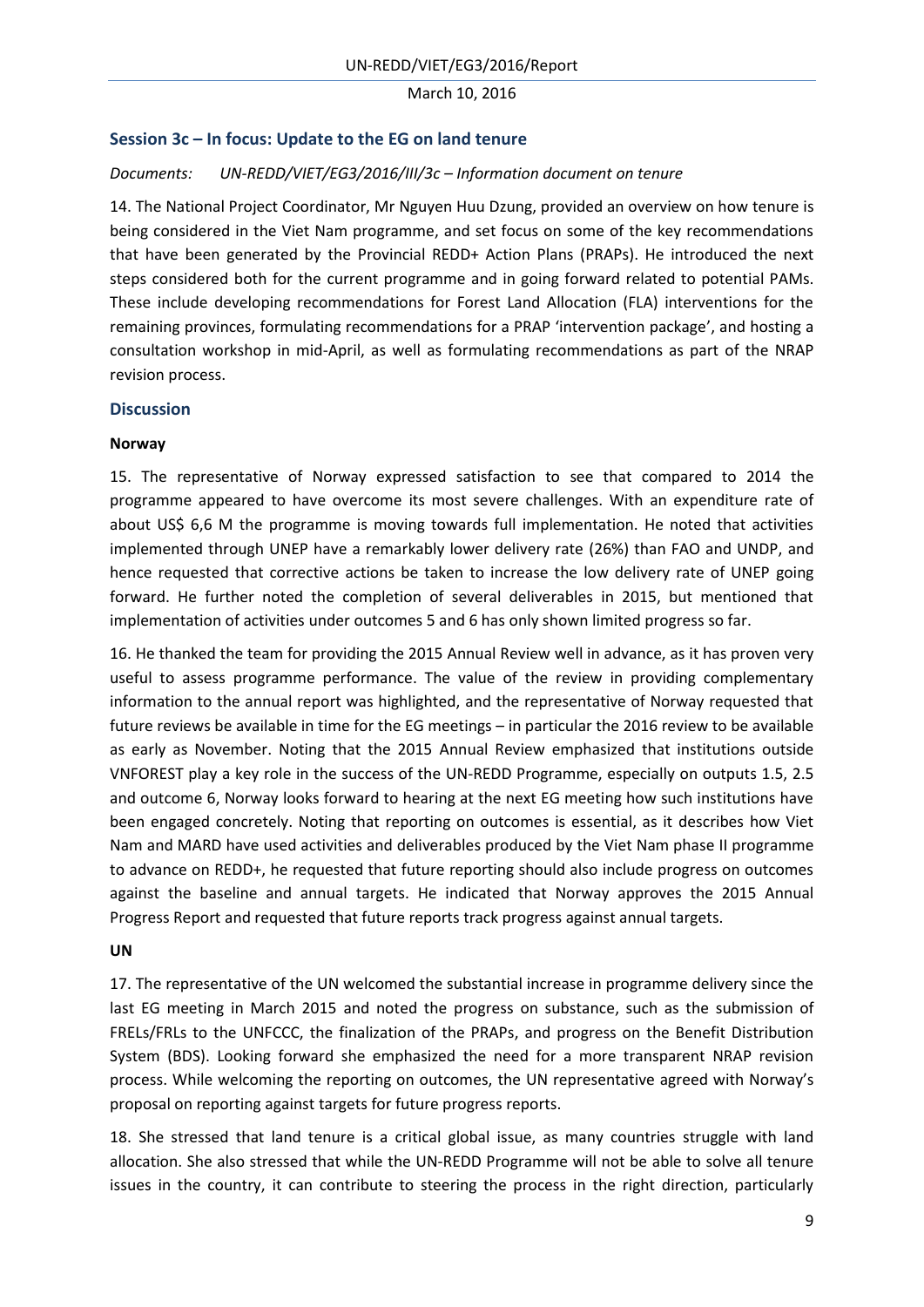### Session 3c – In focus: Update to the EG on land tenure

*Documents: UN-REDD/VIET/EG3/2016/III/3c – Information document on tenure*

14. The National Project Coordinator, Mr Nguyen Huu Dzung, provided an overview on how tenure is being considered in the Viet Nam programme, and set focus on some of the key recommendations that have been generated by the Provincial REDD+ Action Plans (PRAPs). He introduced the next steps considered both for the current programme and in going forward related to potential PAMs. These include developing recommendations for Forest Land Allocation (FLA) interventions for the remaining provinces, formulating recommendations for a PRAP 'intervention package', and hosting a consultation workshop in mid-April, as well as formulating recommendations as part of the NRAP revision process.

### Discussion

**Norway**

15. The representative of Norway expressed satisfaction to see that compared to 2014 the programme appeared to have overcome its most severe challenges. With an expenditure rate of about US$ 6,6 M the programme is moving towards full implementation. He noted that activities implemented through UNEP have a remarkably lower delivery rate (26%) than FAO and UNDP, and hence requested that corrective actions be taken to increase the low delivery rate of UNEP going forward. He further noted the completion of several deliverables in 2015, but mentioned that implementation of activities under outcomes 5 and 6 has only shown limited progress so far.

16. He thanked the team for providing the 2015 Annual Review well in advance, as it has proven very useful to assess programme performance. The value of the review in providing complementary information to the annual report was highlighted, and the representative of Norway requested that future reviews be available in time for the EG meetings – in particular the 2016 review to be available as early as November. Noting that the 2015 Annual Review emphasized that institutions outside VNFOREST play a key role in the success of the UN-REDD Programme, especially on outputs 1.5, 2.5 and outcome 6, Norway looks forward to hearing at the next EG meeting how such institutions have been engaged concretely. Noting that reporting on outcomes is essential, as it describes how Viet Nam and MARD have used activities and deliverables produced by the Viet Nam phase II programme to advance on REDD+, he requested that future reporting should also include progress on outcomes against the baseline and annual targets. He indicated that Norway approves the 2015 Annual Progress Report and requested that future reports track progress against annual targets.

**UN**

17. The representative of the UN welcomed the substantial increase in programme delivery since the last EG meeting in March 2015 and noted the progress on substance, such as the submission of FRELs/FRLs to the UNFCCC, the finalization of the PRAPs, and progress on the Benefit Distribution System (BDS). Looking forward she emphasized the need for a more transparent NRAP revision process. While welcoming the reporting on outcomes, the UN representative agreed with Norway's proposal on reporting against targets for future progress reports.

18. She stressed that land tenure is a critical global issue, as many countries struggle with land allocation. She also stressed that while the UN-REDD Programme will not be able to solve all tenure issues in the country, it can contribute to steering the process in the right direction, particularly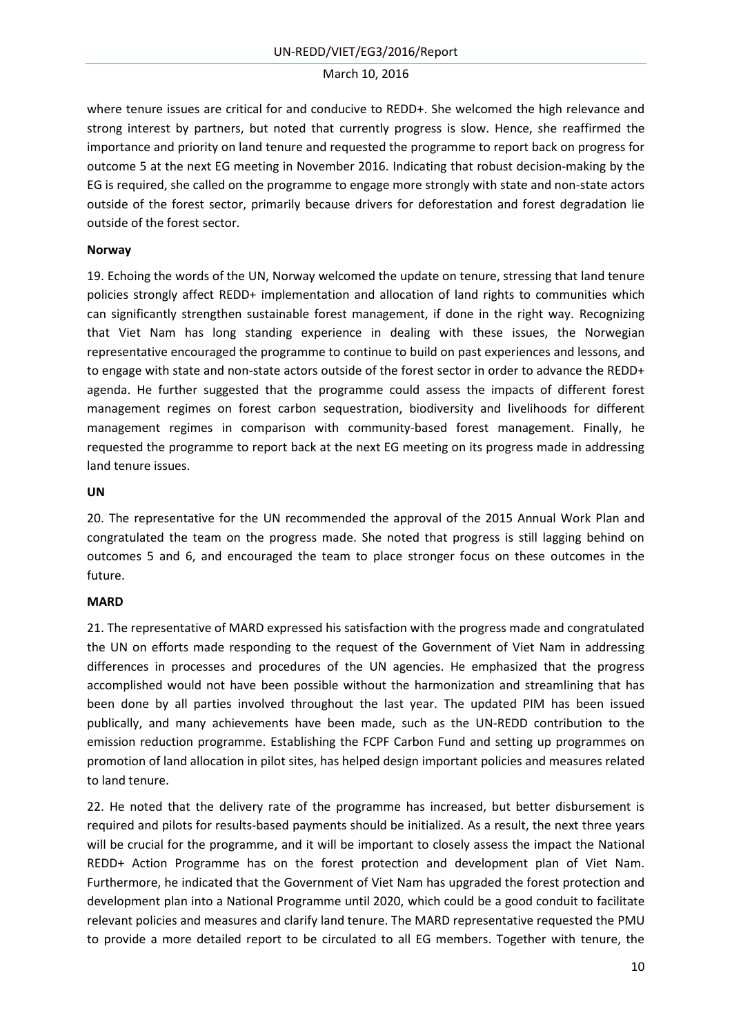where tenure issues are critical for and conducive to REDD+. She welcomed the high relevance and strong interest by partners, but noted that currently progress is slow. Hence, she reaffirmed the importance and priority on land tenure and requested the programme to report back on progress for outcome 5 at the next EG meeting in November 2016. Indicating that robust decision-making by the EG is required, she called on the programme to engage more strongly with state and non-state actors outside of the forest sector, primarily because drivers for deforestation and forest degradation lie outside of the forest sector.

**Norway**

19. Echoing the words of the UN, Norway welcomed the update on tenure, stressing that land tenure policies strongly affect REDD+ implementation and allocation of land rights to communities which can significantly strengthen sustainable forest management, if done in the right way. Recognizing that Viet Nam has long standing experience in dealing with these issues, the Norwegian representative encouraged the programme to continue to build on past experiences and lessons, and to engage with state and non-state actors outside of the forest sector in order to advance the REDD+ agenda. He further suggested that the programme could assess the impacts of different forest management regimes on forest carbon sequestration, biodiversity and livelihoods for different management regimes in comparison with community-based forest management. Finally, he requested the programme to report back at the next EG meeting on its progress made in addressing land tenure issues.

**UN**

20. The representative for the UN recommended the approval of the 2015 Annual Work Plan and congratulated the team on the progress made. She noted that progress is still lagging behind on outcomes 5 and 6, and encouraged the team to place stronger focus on these outcomes in the future.

**MARD**

21. The representative of MARD expressed his satisfaction with the progress made and congratulated the UN on efforts made responding to the request of the Government of Viet Nam in addressing differences in processes and procedures of the UN agencies. He emphasized that the progress accomplished would not have been possible without the harmonization and streamlining that has been done by all parties involved throughout the last year. The updated PIM has been issued publically, and many achievements have been made, such as the UN-REDD contribution to the emission reduction programme. Establishing the FCPF Carbon Fund and setting up programmes on promotion of land allocation in pilot sites, has helped design important policies and measures related to land tenure.

22. He noted that the delivery rate of the programme has increased, but better disbursement is required and pilots for results-based payments should be initialized. As a result, the next three years will be crucial for the programme, and it will be important to closely assess the impact the National REDD+ Action Programme has on the forest protection and development plan of Viet Nam. Furthermore, he indicated that the Government of Viet Nam has upgraded the forest protection and development plan into a National Programme until 2020, which could be a good conduit to facilitate relevant policies and measures and clarify land tenure. The MARD representative requested the PMU to provide a more detailed report to be circulated to all EG members. Together with tenure, the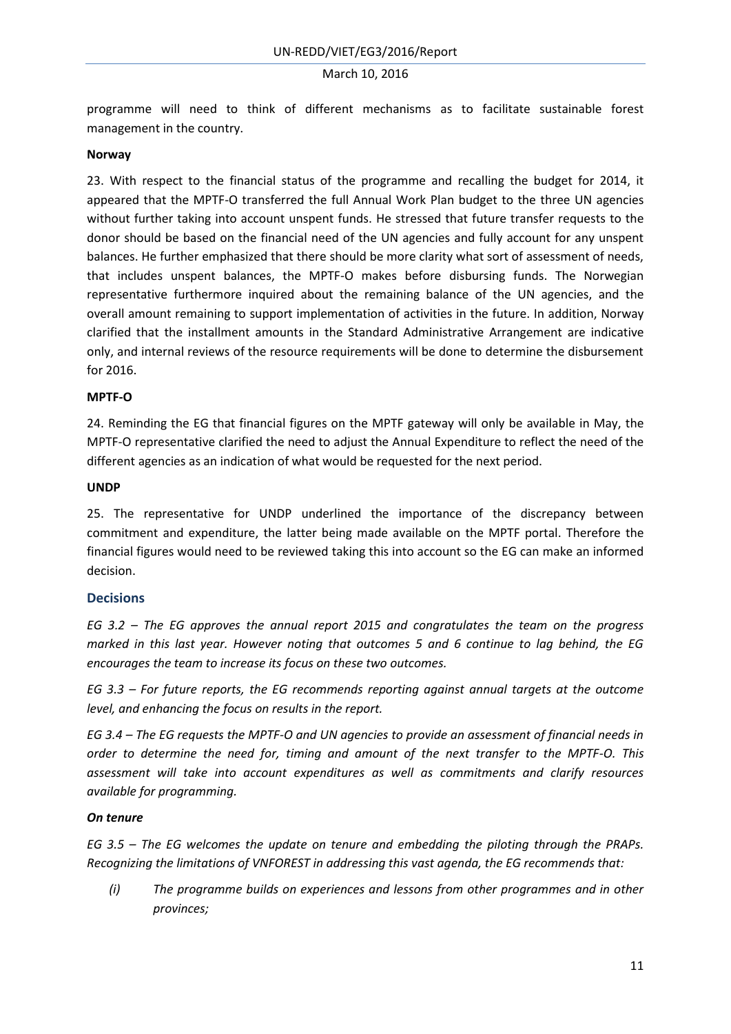programme will need to think of different mechanisms as to facilitate sustainable forest management in the country.

**Norway**

23. With respect to the financial status of the programme and recalling the budget for 2014, it appeared that the MPTF-O transferred the full Annual Work Plan budget to the three UN agencies without further taking into account unspent funds. He stressed that future transfer requests to the donor should be based on the financial need of the UN agencies and fully account for any unspent balances. He further emphasized that there should be more clarity what sort of assessment of needs, that includes unspent balances, the MPTF-O makes before disbursing funds. The Norwegian representative furthermore inquired about the remaining balance of the UN agencies, and the overall amount remaining to support implementation of activities in the future. In addition, Norway clarified that the installment amounts in the Standard Administrative Arrangement are indicative only, and internal reviews of the resource requirements will be done to determine the disbursement for 2016.

**MPTF-O**

24. Reminding the EG that financial figures on the MPTF gateway will only be available in May, the MPTF-O representative clarified the need to adjust the Annual Expenditure to reflect the need of the different agencies as an indication of what would be requested for the next period.

**UNDP**

25. The representative for UNDP underlined the importance of the discrepancy between commitment and expenditure, the latter being made available on the MPTF portal. Therefore the financial figures would need to be reviewed taking this into account so the EG can make an informed decision.

## Decisions

*EG 3.2 – The EG approves the annual report 2015 and congratulates the team on the progress marked in this last year. However noting that outcomes 5 and 6 continue to lag behind, the EG encourages the team to increase its focus on these two outcomes.*

*EG 3.3 – For future reports, the EG recommends reporting against annual targets at the outcome level, and enhancing the focus on results in the report.*

*EG 3.4 – The EG requests the MPTF-O and UN agencies to provide an assessment of financial needs in order to determine the need for, timing and amount of the next transfer to the MPTF-O. This assessment will take into account expenditures as well as commitments and clarify resources available for programming.*

***On tenure***

*EG 3.5 – The EG welcomes the update on tenure and embedding the piloting through the PRAPs. Recognizing the limitations of VNFOREST in addressing this vast agenda, the EG recommends that:*

*(i) The programme builds on experiences and lessons from other programmes and in other provinces;*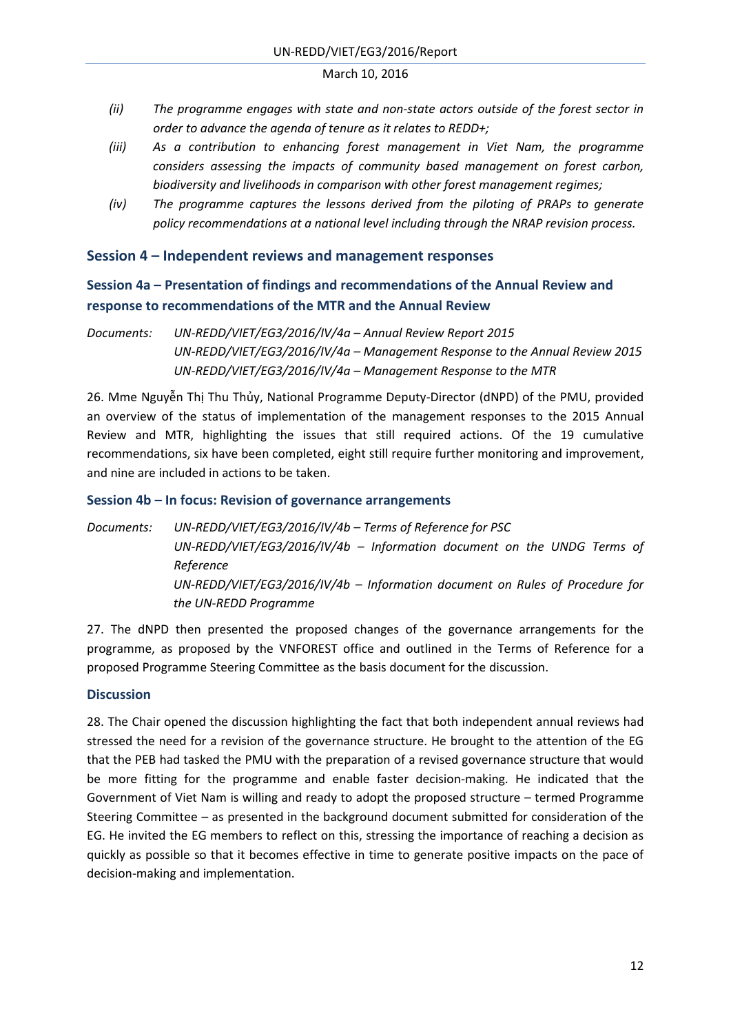*(ii) The programme engages with state and non-state actors outside of the forest sector in order to advance the agenda of tenure as it relates to REDD+;*

*(iii) As a contribution to enhancing forest management in Viet Nam, the programme considers assessing the impacts of community based management on forest carbon, biodiversity and livelihoods in comparison with other forest management regimes;*

*(iv) The programme captures the lessons derived from the piloting of PRAPs to generate policy recommendations at a national level including through the NRAP revision process.*

## Session 4 – Independent reviews and management responses

### Session 4a – Presentation of findings and recommendations of the Annual Review and response to recommendations of the MTR and the Annual Review

*Documents: UN-REDD/VIET/EG3/2016/IV/4a – Annual Review Report 2015*
*UN-REDD/VIET/EG3/2016/IV/4a – Management Response to the Annual Review 2015*
*UN-REDD/VIET/EG3/2016/IV/4a – Management Response to the MTR*

26. Mme Nguyễn Thị Thu Thủy, National Programme Deputy-Director (dNPD) of the PMU, provided an overview of the status of implementation of the management responses to the 2015 Annual Review and MTR, highlighting the issues that still required actions. Of the 19 cumulative recommendations, six have been completed, eight still require further monitoring and improvement, and nine are included in actions to be taken.

### Session 4b – In focus: Revision of governance arrangements

*Documents: UN-REDD/VIET/EG3/2016/IV/4b – Terms of Reference for PSC*
*UN-REDD/VIET/EG3/2016/IV/4b – Information document on the UNDG Terms of Reference*
*UN-REDD/VIET/EG3/2016/IV/4b – Information document on Rules of Procedure for the UN-REDD Programme*

27. The dNPD then presented the proposed changes of the governance arrangements for the programme, as proposed by the VNFOREST office and outlined in the Terms of Reference for a proposed Programme Steering Committee as the basis document for the discussion.

### Discussion

28. The Chair opened the discussion highlighting the fact that both independent annual reviews had stressed the need for a revision of the governance structure. He brought to the attention of the EG that the PEB had tasked the PMU with the preparation of a revised governance structure that would be more fitting for the programme and enable faster decision-making. He indicated that the Government of Viet Nam is willing and ready to adopt the proposed structure – termed Programme Steering Committee – as presented in the background document submitted for consideration of the EG. He invited the EG members to reflect on this, stressing the importance of reaching a decision as quickly as possible so that it becomes effective in time to generate positive impacts on the pace of decision-making and implementation.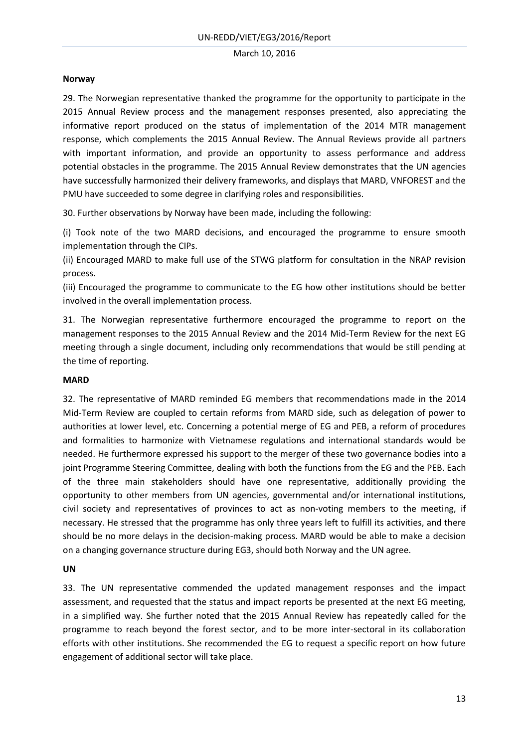**Norway**

29. The Norwegian representative thanked the programme for the opportunity to participate in the 2015 Annual Review process and the management responses presented, also appreciating the informative report produced on the status of implementation of the 2014 MTR management response, which complements the 2015 Annual Review. The Annual Reviews provide all partners with important information, and provide an opportunity to assess performance and address potential obstacles in the programme. The 2015 Annual Review demonstrates that the UN agencies have successfully harmonized their delivery frameworks, and displays that MARD, VNFOREST and the PMU have succeeded to some degree in clarifying roles and responsibilities.

30. Further observations by Norway have been made, including the following:

(i) Took note of the two MARD decisions, and encouraged the programme to ensure smooth implementation through the CIPs.
(ii) Encouraged MARD to make full use of the STWG platform for consultation in the NRAP revision process.
(iii) Encouraged the programme to communicate to the EG how other institutions should be better involved in the overall implementation process.

31. The Norwegian representative furthermore encouraged the programme to report on the management responses to the 2015 Annual Review and the 2014 Mid-Term Review for the next EG meeting through a single document, including only recommendations that would be still pending at the time of reporting.

**MARD**

32. The representative of MARD reminded EG members that recommendations made in the 2014 Mid-Term Review are coupled to certain reforms from MARD side, such as delegation of power to authorities at lower level, etc. Concerning a potential merge of EG and PEB, a reform of procedures and formalities to harmonize with Vietnamese regulations and international standards would be needed. He furthermore expressed his support to the merger of these two governance bodies into a joint Programme Steering Committee, dealing with both the functions from the EG and the PEB. Each of the three main stakeholders should have one representative, additionally providing the opportunity to other members from UN agencies, governmental and/or international institutions, civil society and representatives of provinces to act as non-voting members to the meeting, if necessary. He stressed that the programme has only three years left to fulfill its activities, and there should be no more delays in the decision-making process. MARD would be able to make a decision on a changing governance structure during EG3, should both Norway and the UN agree.

**UN**

33. The UN representative commended the updated management responses and the impact assessment, and requested that the status and impact reports be presented at the next EG meeting, in a simplified way. She further noted that the 2015 Annual Review has repeatedly called for the programme to reach beyond the forest sector, and to be more inter-sectoral in its collaboration efforts with other institutions. She recommended the EG to request a specific report on how future engagement of additional sector will take place.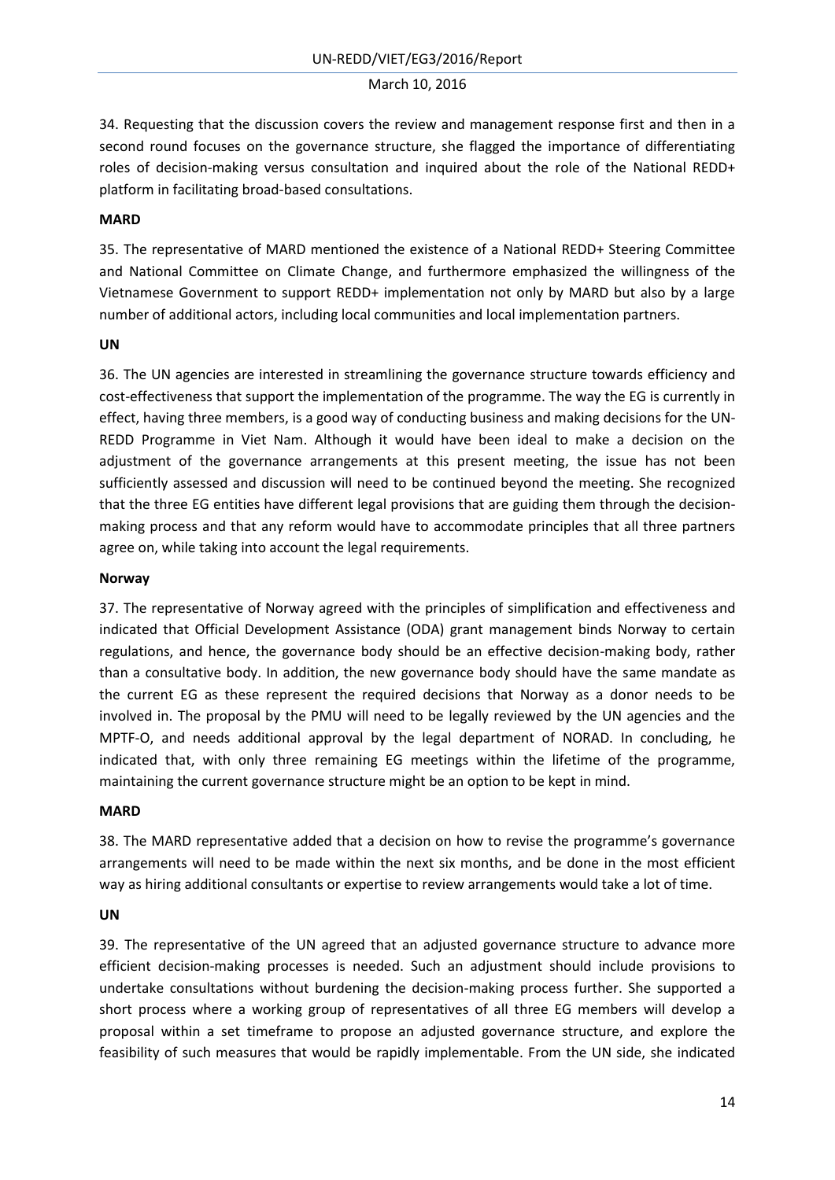34. Requesting that the discussion covers the review and management response first and then in a second round focuses on the governance structure, she flagged the importance of differentiating roles of decision-making versus consultation and inquired about the role of the National REDD+ platform in facilitating broad-based consultations.

**MARD**

35. The representative of MARD mentioned the existence of a National REDD+ Steering Committee and National Committee on Climate Change, and furthermore emphasized the willingness of the Vietnamese Government to support REDD+ implementation not only by MARD but also by a large number of additional actors, including local communities and local implementation partners.

**UN**

36. The UN agencies are interested in streamlining the governance structure towards efficiency and cost-effectiveness that support the implementation of the programme. The way the EG is currently in effect, having three members, is a good way of conducting business and making decisions for the UN-REDD Programme in Viet Nam. Although it would have been ideal to make a decision on the adjustment of the governance arrangements at this present meeting, the issue has not been sufficiently assessed and discussion will need to be continued beyond the meeting. She recognized that the three EG entities have different legal provisions that are guiding them through the decision-making process and that any reform would have to accommodate principles that all three partners agree on, while taking into account the legal requirements.

**Norway**

37. The representative of Norway agreed with the principles of simplification and effectiveness and indicated that Official Development Assistance (ODA) grant management binds Norway to certain regulations, and hence, the governance body should be an effective decision-making body, rather than a consultative body. In addition, the new governance body should have the same mandate as the current EG as these represent the required decisions that Norway as a donor needs to be involved in. The proposal by the PMU will need to be legally reviewed by the UN agencies and the MPTF-O, and needs additional approval by the legal department of NORAD. In concluding, he indicated that, with only three remaining EG meetings within the lifetime of the programme, maintaining the current governance structure might be an option to be kept in mind.

**MARD**

38. The MARD representative added that a decision on how to revise the programme's governance arrangements will need to be made within the next six months, and be done in the most efficient way as hiring additional consultants or expertise to review arrangements would take a lot of time.

**UN**

39. The representative of the UN agreed that an adjusted governance structure to advance more efficient decision-making processes is needed. Such an adjustment should include provisions to undertake consultations without burdening the decision-making process further. She supported a short process where a working group of representatives of all three EG members will develop a proposal within a set timeframe to propose an adjusted governance structure, and explore the feasibility of such measures that would be rapidly implementable. From the UN side, she indicated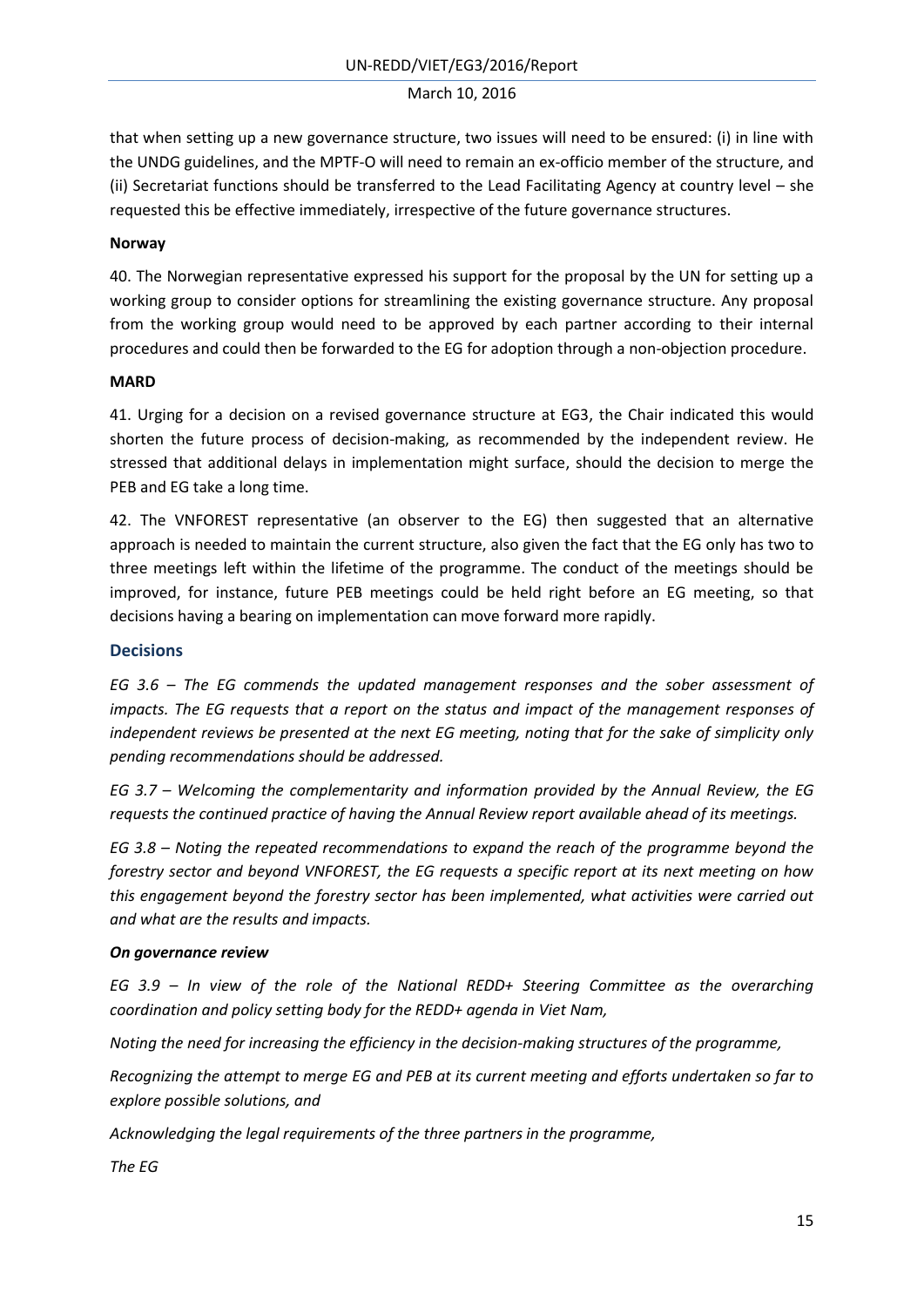that when setting up a new governance structure, two issues will need to be ensured: (i) in line with the UNDG guidelines, and the MPTF-O will need to remain an ex-officio member of the structure, and (ii) Secretariat functions should be transferred to the Lead Facilitating Agency at country level – she requested this be effective immediately, irrespective of the future governance structures.

**Norway**

40. The Norwegian representative expressed his support for the proposal by the UN for setting up a working group to consider options for streamlining the existing governance structure. Any proposal from the working group would need to be approved by each partner according to their internal procedures and could then be forwarded to the EG for adoption through a non-objection procedure.

**MARD**

41. Urging for a decision on a revised governance structure at EG3, the Chair indicated this would shorten the future process of decision-making, as recommended by the independent review. He stressed that additional delays in implementation might surface, should the decision to merge the PEB and EG take a long time.

42. The VNFOREST representative (an observer to the EG) then suggested that an alternative approach is needed to maintain the current structure, also given the fact that the EG only has two to three meetings left within the lifetime of the programme. The conduct of the meetings should be improved, for instance, future PEB meetings could be held right before an EG meeting, so that decisions having a bearing on implementation can move forward more rapidly.

## Decisions

*EG 3.6 – The EG commends the updated management responses and the sober assessment of impacts. The EG requests that a report on the status and impact of the management responses of independent reviews be presented at the next EG meeting, noting that for the sake of simplicity only pending recommendations should be addressed.*

*EG 3.7 – Welcoming the complementarity and information provided by the Annual Review, the EG requests the continued practice of having the Annual Review report available ahead of its meetings.*

*EG 3.8 – Noting the repeated recommendations to expand the reach of the programme beyond the forestry sector and beyond VNFOREST, the EG requests a specific report at its next meeting on how this engagement beyond the forestry sector has been implemented, what activities were carried out and what are the results and impacts.*

***On governance review***

*EG 3.9 – In view of the role of the National REDD+ Steering Committee as the overarching coordination and policy setting body for the REDD+ agenda in Viet Nam,*

*Noting the need for increasing the efficiency in the decision-making structures of the programme,*

*Recognizing the attempt to merge EG and PEB at its current meeting and efforts undertaken so far to explore possible solutions, and*

*Acknowledging the legal requirements of the three partners in the programme,*

*The EG*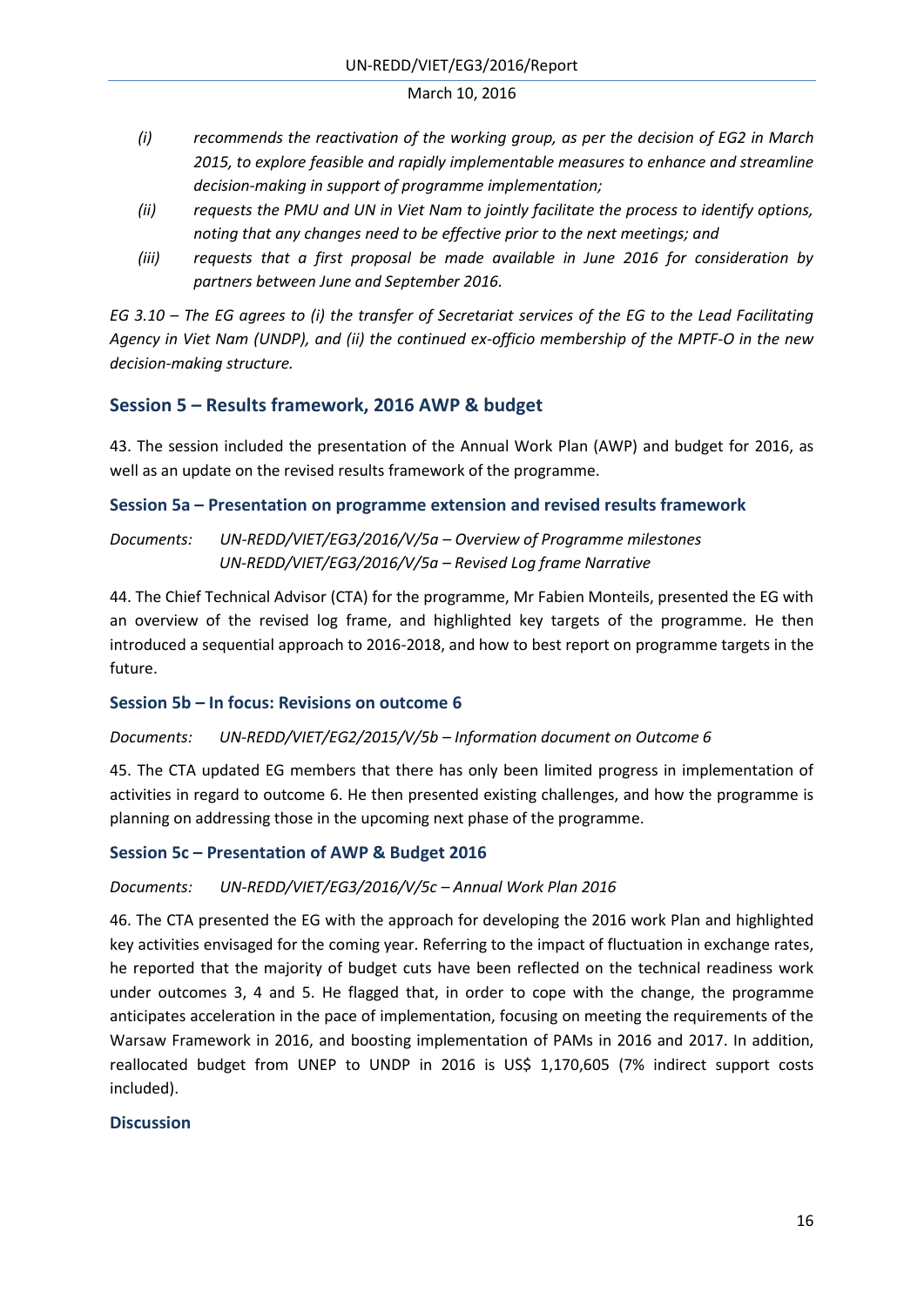*(i) recommends the reactivation of the working group, as per the decision of EG2 in March 2015, to explore feasible and rapidly implementable measures to enhance and streamline decision-making in support of programme implementation;*

*(ii) requests the PMU and UN in Viet Nam to jointly facilitate the process to identify options, noting that any changes need to be effective prior to the next meetings; and*

*(iii) requests that a first proposal be made available in June 2016 for consideration by partners between June and September 2016.*

*EG 3.10 – The EG agrees to (i) the transfer of Secretariat services of the EG to the Lead Facilitating Agency in Viet Nam (UNDP), and (ii) the continued ex-officio membership of the MPTF-O in the new decision-making structure.*

## Session 5 – Results framework, 2016 AWP & budget

43. The session included the presentation of the Annual Work Plan (AWP) and budget for 2016, as well as an update on the revised results framework of the programme.

### Session 5a – Presentation on programme extension and revised results framework

*Documents: UN-REDD/VIET/EG3/2016/V/5a – Overview of Programme milestones*
*UN-REDD/VIET/EG3/2016/V/5a – Revised Log frame Narrative*

44. The Chief Technical Advisor (CTA) for the programme, Mr Fabien Monteils, presented the EG with an overview of the revised log frame, and highlighted key targets of the programme. He then introduced a sequential approach to 2016-2018, and how to best report on programme targets in the future.

### Session 5b – In focus: Revisions on outcome 6

*Documents: UN-REDD/VIET/EG2/2015/V/5b – Information document on Outcome 6*

45. The CTA updated EG members that there has only been limited progress in implementation of activities in regard to outcome 6. He then presented existing challenges, and how the programme is planning on addressing those in the upcoming next phase of the programme.

### Session 5c – Presentation of AWP & Budget 2016

*Documents: UN-REDD/VIET/EG3/2016/V/5c – Annual Work Plan 2016*

46. The CTA presented the EG with the approach for developing the 2016 work Plan and highlighted key activities envisaged for the coming year. Referring to the impact of fluctuation in exchange rates, he reported that the majority of budget cuts have been reflected on the technical readiness work under outcomes 3, 4 and 5. He flagged that, in order to cope with the change, the programme anticipates acceleration in the pace of implementation, focusing on meeting the requirements of the Warsaw Framework in 2016, and boosting implementation of PAMs in 2016 and 2017. In addition, reallocated budget from UNEP to UNDP in 2016 is US$ 1,170,605 (7% indirect support costs included).

### Discussion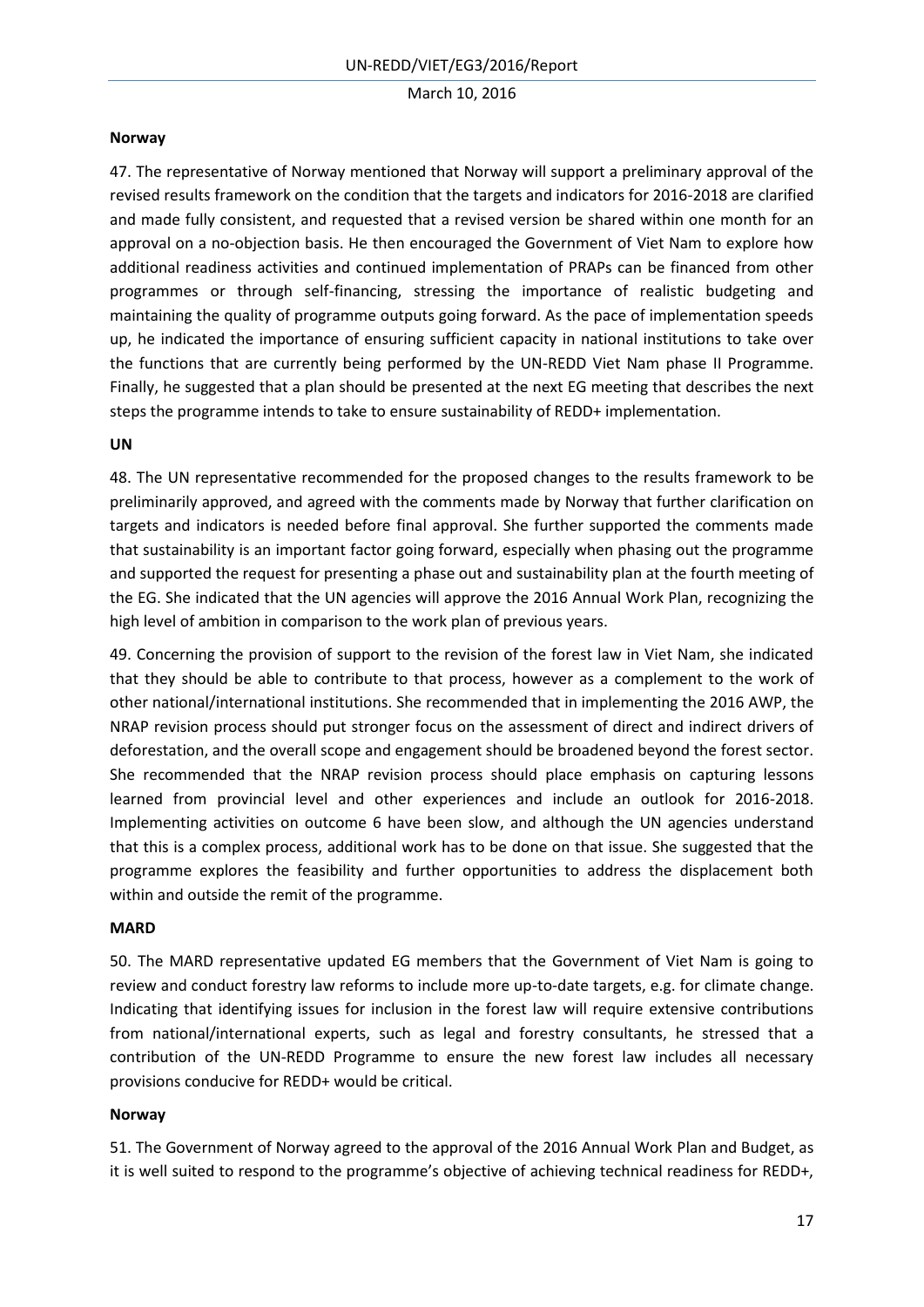**Norway**

47. The representative of Norway mentioned that Norway will support a preliminary approval of the revised results framework on the condition that the targets and indicators for 2016-2018 are clarified and made fully consistent, and requested that a revised version be shared within one month for an approval on a no-objection basis. He then encouraged the Government of Viet Nam to explore how additional readiness activities and continued implementation of PRAPs can be financed from other programmes or through self-financing, stressing the importance of realistic budgeting and maintaining the quality of programme outputs going forward. As the pace of implementation speeds up, he indicated the importance of ensuring sufficient capacity in national institutions to take over the functions that are currently being performed by the UN-REDD Viet Nam phase II Programme. Finally, he suggested that a plan should be presented at the next EG meeting that describes the next steps the programme intends to take to ensure sustainability of REDD+ implementation.

**UN**

48. The UN representative recommended for the proposed changes to the results framework to be preliminarily approved, and agreed with the comments made by Norway that further clarification on targets and indicators is needed before final approval. She further supported the comments made that sustainability is an important factor going forward, especially when phasing out the programme and supported the request for presenting a phase out and sustainability plan at the fourth meeting of the EG. She indicated that the UN agencies will approve the 2016 Annual Work Plan, recognizing the high level of ambition in comparison to the work plan of previous years.

49. Concerning the provision of support to the revision of the forest law in Viet Nam, she indicated that they should be able to contribute to that process, however as a complement to the work of other national/international institutions. She recommended that in implementing the 2016 AWP, the NRAP revision process should put stronger focus on the assessment of direct and indirect drivers of deforestation, and the overall scope and engagement should be broadened beyond the forest sector. She recommended that the NRAP revision process should place emphasis on capturing lessons learned from provincial level and other experiences and include an outlook for 2016-2018. Implementing activities on outcome 6 have been slow, and although the UN agencies understand that this is a complex process, additional work has to be done on that issue. She suggested that the programme explores the feasibility and further opportunities to address the displacement both within and outside the remit of the programme.

**MARD**

50. The MARD representative updated EG members that the Government of Viet Nam is going to review and conduct forestry law reforms to include more up-to-date targets, e.g. for climate change. Indicating that identifying issues for inclusion in the forest law will require extensive contributions from national/international experts, such as legal and forestry consultants, he stressed that a contribution of the UN-REDD Programme to ensure the new forest law includes all necessary provisions conducive for REDD+ would be critical.

**Norway**

51. The Government of Norway agreed to the approval of the 2016 Annual Work Plan and Budget, as it is well suited to respond to the programme's objective of achieving technical readiness for REDD+,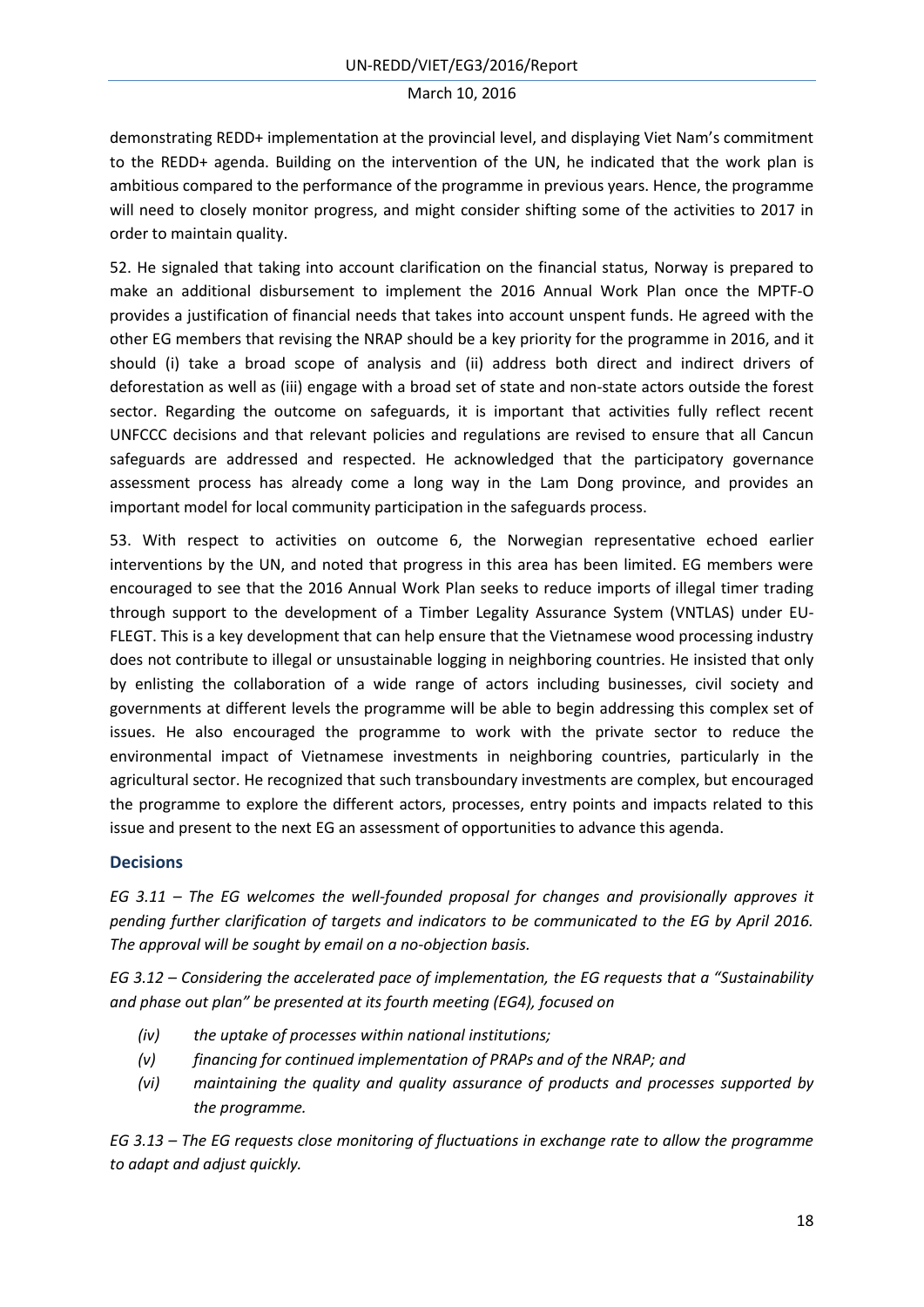demonstrating REDD+ implementation at the provincial level, and displaying Viet Nam's commitment to the REDD+ agenda. Building on the intervention of the UN, he indicated that the work plan is ambitious compared to the performance of the programme in previous years. Hence, the programme will need to closely monitor progress, and might consider shifting some of the activities to 2017 in order to maintain quality.

52. He signaled that taking into account clarification on the financial status, Norway is prepared to make an additional disbursement to implement the 2016 Annual Work Plan once the MPTF-O provides a justification of financial needs that takes into account unspent funds. He agreed with the other EG members that revising the NRAP should be a key priority for the programme in 2016, and it should (i) take a broad scope of analysis and (ii) address both direct and indirect drivers of deforestation as well as (iii) engage with a broad set of state and non-state actors outside the forest sector. Regarding the outcome on safeguards, it is important that activities fully reflect recent UNFCCC decisions and that relevant policies and regulations are revised to ensure that all Cancun safeguards are addressed and respected. He acknowledged that the participatory governance assessment process has already come a long way in the Lam Dong province, and provides an important model for local community participation in the safeguards process.

53. With respect to activities on outcome 6, the Norwegian representative echoed earlier interventions by the UN, and noted that progress in this area has been limited. EG members were encouraged to see that the 2016 Annual Work Plan seeks to reduce imports of illegal timer trading through support to the development of a Timber Legality Assurance System (VNTLAS) under EU-FLEGT. This is a key development that can help ensure that the Vietnamese wood processing industry does not contribute to illegal or unsustainable logging in neighboring countries. He insisted that only by enlisting the collaboration of a wide range of actors including businesses, civil society and governments at different levels the programme will be able to begin addressing this complex set of issues. He also encouraged the programme to work with the private sector to reduce the environmental impact of Vietnamese investments in neighboring countries, particularly in the agricultural sector. He recognized that such transboundary investments are complex, but encouraged the programme to explore the different actors, processes, entry points and impacts related to this issue and present to the next EG an assessment of opportunities to advance this agenda.

### Decisions

*EG 3.11 – The EG welcomes the well-founded proposal for changes and provisionally approves it pending further clarification of targets and indicators to be communicated to the EG by April 2016. The approval will be sought by email on a no-objection basis.*

*EG 3.12 – Considering the accelerated pace of implementation, the EG requests that a "Sustainability and phase out plan" be presented at its fourth meeting (EG4), focused on*

- *(iv) the uptake of processes within national institutions;*
- *(v) financing for continued implementation of PRAPs and of the NRAP; and*
- *(vi) maintaining the quality and quality assurance of products and processes supported by the programme.*

*EG 3.13 – The EG requests close monitoring of fluctuations in exchange rate to allow the programme to adapt and adjust quickly.*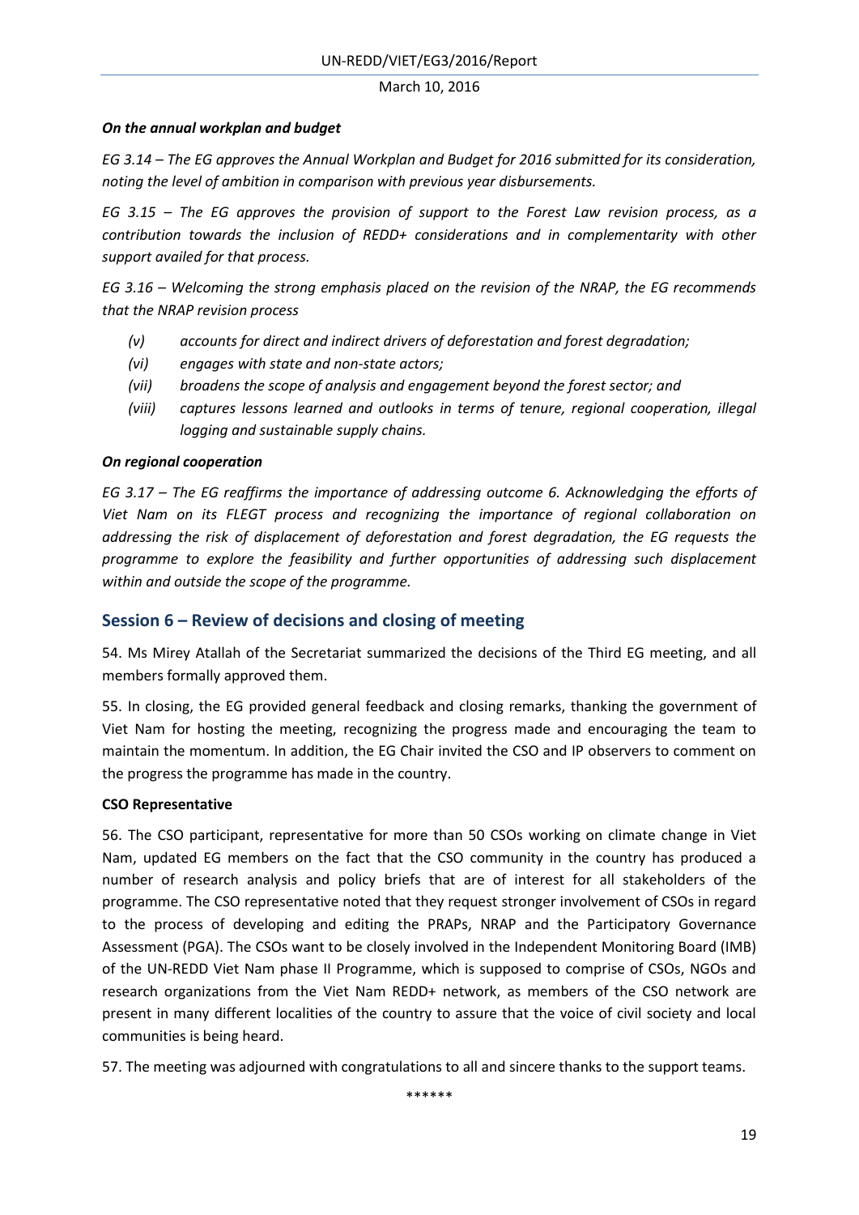***On the annual workplan and budget***

*EG 3.14 – The EG approves the Annual Workplan and Budget for 2016 submitted for its consideration, noting the level of ambition in comparison with previous year disbursements.*

*EG 3.15 – The EG approves the provision of support to the Forest Law revision process, as a contribution towards the inclusion of REDD+ considerations and in complementarity with other support availed for that process.*

*EG 3.16 – Welcoming the strong emphasis placed on the revision of the NRAP, the EG recommends that the NRAP revision process*

- *(v) accounts for direct and indirect drivers of deforestation and forest degradation;*
- *(vi) engages with state and non-state actors;*
- *(vii) broadens the scope of analysis and engagement beyond the forest sector; and*
- *(viii) captures lessons learned and outlooks in terms of tenure, regional cooperation, illegal logging and sustainable supply chains.*

***On regional cooperation***

*EG 3.17 – The EG reaffirms the importance of addressing outcome 6. Acknowledging the efforts of Viet Nam on its FLEGT process and recognizing the importance of regional collaboration on addressing the risk of displacement of deforestation and forest degradation, the EG requests the programme to explore the feasibility and further opportunities of addressing such displacement within and outside the scope of the programme.*

## Session 6 – Review of decisions and closing of meeting

54. Ms Mirey Atallah of the Secretariat summarized the decisions of the Third EG meeting, and all members formally approved them.

55. In closing, the EG provided general feedback and closing remarks, thanking the government of Viet Nam for hosting the meeting, recognizing the progress made and encouraging the team to maintain the momentum. In addition, the EG Chair invited the CSO and IP observers to comment on the progress the programme has made in the country.

**CSO Representative**

56. The CSO participant, representative for more than 50 CSOs working on climate change in Viet Nam, updated EG members on the fact that the CSO community in the country has produced a number of research analysis and policy briefs that are of interest for all stakeholders of the programme. The CSO representative noted that they request stronger involvement of CSOs in regard to the process of developing and editing the PRAPs, NRAP and the Participatory Governance Assessment (PGA). The CSOs want to be closely involved in the Independent Monitoring Board (IMB) of the UN-REDD Viet Nam phase II Programme, which is supposed to comprise of CSOs, NGOs and research organizations from the Viet Nam REDD+ network, as members of the CSO network are present in many different localities of the country to assure that the voice of civil society and local communities is being heard.

57. The meeting was adjourned with congratulations to all and sincere thanks to the support teams.

******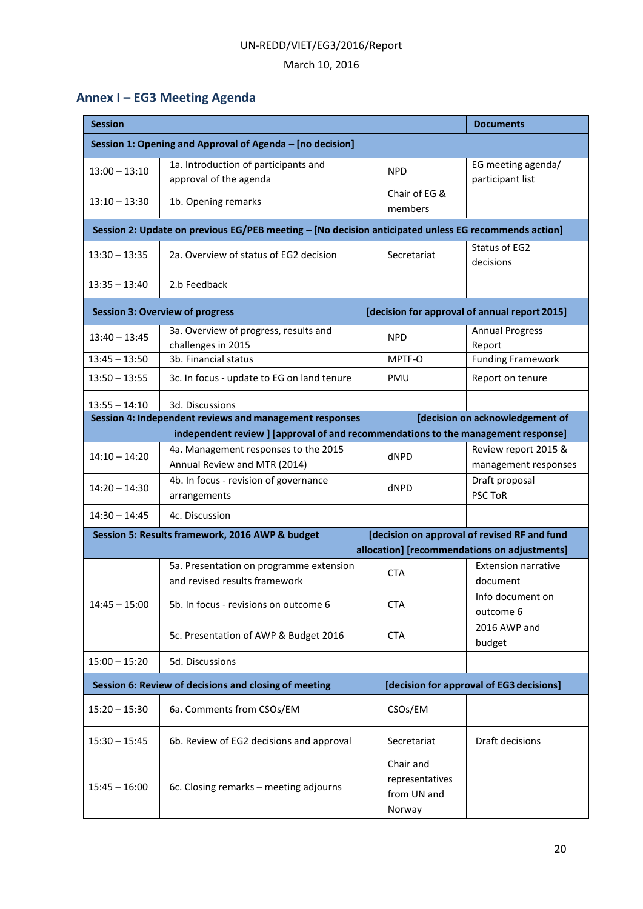## Annex I – EG3 Meeting Agenda

| Session | | | Documents |
|---|---|---|---|
| **Session 1: Opening and Approval of Agenda – [no decision]** | | | |
| 13:00 – 13:10 | 1a. Introduction of participants and approval of the agenda | NPD | EG meeting agenda/ participant list |
| 13:10 – 13:30 | 1b. Opening remarks | Chair of EG & members | |
| **Session 2: Update on previous EG/PEB meeting – [No decision anticipated unless EG recommends action]** | | | |
| 13:30 – 13:35 | 2a. Overview of status of EG2 decision | Secretariat | Status of EG2 decisions |
| 13:35 – 13:40 | 2.b Feedback | | |
| **Session 3: Overview of progress [decision for approval of annual report 2015]** | | | |
| 13:40 – 13:45 | 3a. Overview of progress, results and challenges in 2015 | NPD | Annual Progress Report |
| 13:45 – 13:50 | 3b. Financial status | MPTF-O | Funding Framework |
| 13:50 – 13:55 | 3c. In focus - update to EG on land tenure | PMU | Report on tenure |
| 13:55 – 14:10 | 3d. Discussions | | |
| **Session 4: Independent reviews and management responses [decision on acknowledgement of independent review ] [approval of and recommendations to the management response]** | | | |
| 14:10 – 14:20 | 4a. Management responses to the 2015 Annual Review and MTR (2014) | dNPD | Review report 2015 & management responses |
| 14:20 – 14:30 | 4b. In focus - revision of governance arrangements | dNPD | Draft proposal PSC ToR |
| 14:30 – 14:45 | 4c. Discussion | | |
| **Session 5: Results framework, 2016 AWP & budget [decision on approval of revised RF and fund allocation] [recommendations on adjustments]** | | | |
| 14:45 – 15:00 | 5a. Presentation on programme extension and revised results framework | CTA | Extension narrative document |
| | 5b. In focus - revisions on outcome 6 | CTA | Info document on outcome 6 |
| | 5c. Presentation of AWP & Budget 2016 | CTA | 2016 AWP and budget |
| 15:00 – 15:20 | 5d. Discussions | | |
| **Session 6: Review of decisions and closing of meeting [decision for approval of EG3 decisions]** | | | |
| 15:20 – 15:30 | 6a. Comments from CSOs/EM | CSOs/EM | |
| 15:30 – 15:45 | 6b. Review of EG2 decisions and approval | Secretariat | Draft decisions |
| 15:45 – 16:00 | 6c. Closing remarks – meeting adjourns | Chair and representatives from UN and Norway | |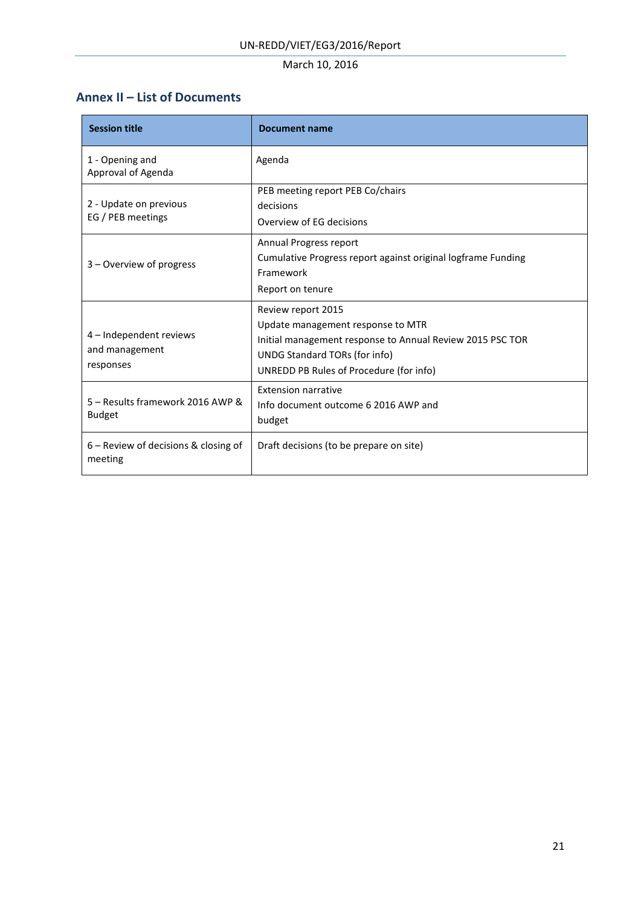## Annex II – List of Documents

| Session title | Document name |
| --- | --- |
| 1 - Opening and Approval of Agenda | Agenda |
| 2 - Update on previous EG / PEB meetings | PEB meeting report PEB Co/chairs decisions<br>Overview of EG decisions |
| 3 – Overview of progress | Annual Progress report<br>Cumulative Progress report against original logframe Funding Framework<br>Report on tenure |
| 4 – Independent reviews and management responses | Review report 2015<br>Update management response to MTR<br>Initial management response to Annual Review 2015 PSC TOR<br>UNDG Standard TORs (for info)<br>UNREDD PB Rules of Procedure (for info) |
| 5 – Results framework 2016 AWP & Budget | Extension narrative<br>Info document outcome 6 2016 AWP and budget |
| 6 – Review of decisions & closing of meeting | Draft decisions (to be prepare on site) |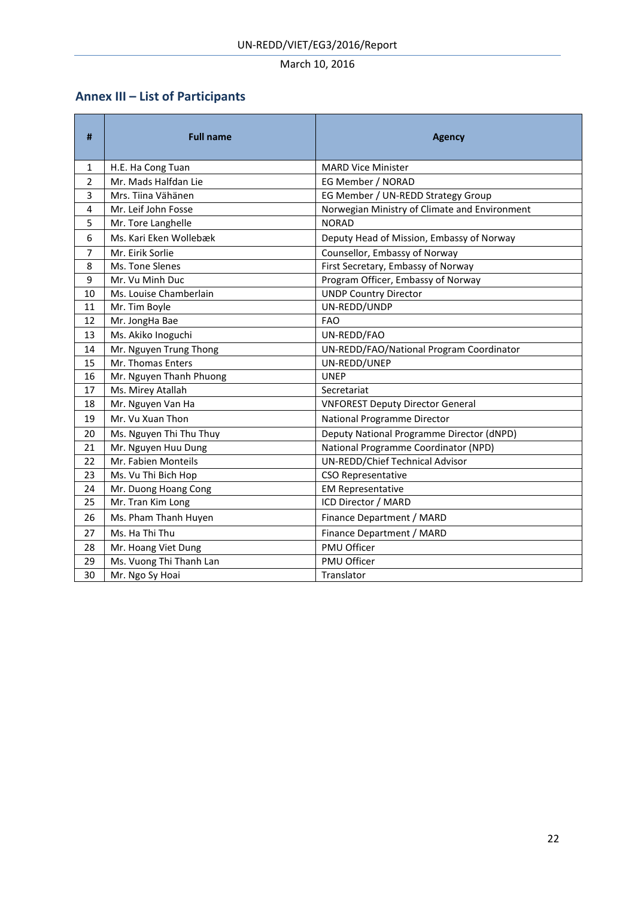## Annex III – List of Participants

| # | Full name | Agency |
|---|---|---|
| 1 | H.E. Ha Cong Tuan | MARD Vice Minister |
| 2 | Mr. Mads Halfdan Lie | EG Member / NORAD |
| 3 | Mrs. Tiina Vähänen | EG Member / UN-REDD Strategy Group |
| 4 | Mr. Leif John Fosse | Norwegian Ministry of Climate and Environment |
| 5 | Mr. Tore Langhelle | NORAD |
| 6 | Ms. Kari Eken Wollebæk | Deputy Head of Mission, Embassy of Norway |
| 7 | Mr. Eirik Sorlie | Counsellor, Embassy of Norway |
| 8 | Ms. Tone Slenes | First Secretary, Embassy of Norway |
| 9 | Mr. Vu Minh Duc | Program Officer, Embassy of Norway |
| 10 | Ms. Louise Chamberlain | UNDP Country Director |
| 11 | Mr. Tim Boyle | UN-REDD/UNDP |
| 12 | Mr. JongHa Bae | FAO |
| 13 | Ms. Akiko Inoguchi | UN-REDD/FAO |
| 14 | Mr. Nguyen Trung Thong | UN-REDD/FAO/National Program Coordinator |
| 15 | Mr. Thomas Enters | UN-REDD/UNEP |
| 16 | Mr. Nguyen Thanh Phuong | UNEP |
| 17 | Ms. Mirey Atallah | Secretariat |
| 18 | Mr. Nguyen Van Ha | VNFOREST Deputy Director General |
| 19 | Mr. Vu Xuan Thon | National Programme Director |
| 20 | Ms. Nguyen Thi Thu Thuy | Deputy National Programme Director (dNPD) |
| 21 | Mr. Nguyen Huu Dung | National Programme Coordinator (NPD) |
| 22 | Mr. Fabien Monteils | UN-REDD/Chief Technical Advisor |
| 23 | Ms. Vu Thi Bich Hop | CSO Representative |
| 24 | Mr. Duong Hoang Cong | EM Representative |
| 25 | Mr. Tran Kim Long | ICD Director / MARD |
| 26 | Ms. Pham Thanh Huyen | Finance Department / MARD |
| 27 | Ms. Ha Thi Thu | Finance Department / MARD |
| 28 | Mr. Hoang Viet Dung | PMU Officer |
| 29 | Ms. Vuong Thi Thanh Lan | PMU Officer |
| 30 | Mr. Ngo Sy Hoai | Translator |